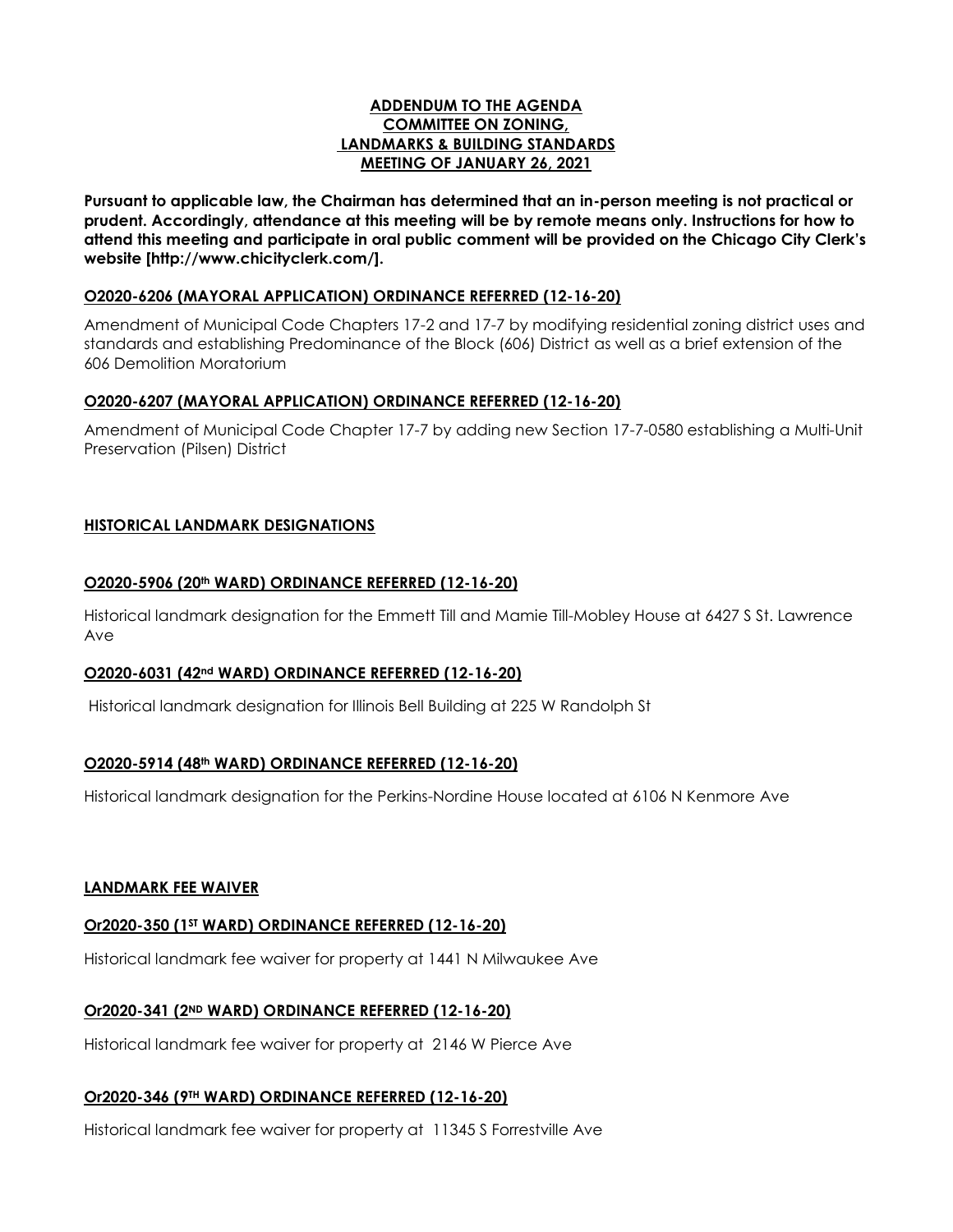# ADDENDUM TO THE AGENDA
# COMMITTEE ON ZONING,
# LANDMARKS & BUILDING STANDARDS
# MEETING OF JANUARY 26, 2021

**Pursuant to applicable law, the Chairman has determined that an in-person meeting is not practical or prudent. Accordingly, attendance at this meeting will be by remote means only. Instructions for how to attend this meeting and participate in oral public comment will be provided on the Chicago City Clerk's website [http://www.chicityclerk.com/].**

### O2020-6206 (MAYORAL APPLICATION) ORDINANCE REFERRED (12-16-20)

Amendment of Municipal Code Chapters 17-2 and 17-7 by modifying residential zoning district uses and standards and establishing Predominance of the Block (606) District as well as a brief extension of the 606 Demolition Moratorium

### O2020-6207 (MAYORAL APPLICATION) ORDINANCE REFERRED (12-16-20)

Amendment of Municipal Code Chapter 17-7 by adding new Section 17-7-0580 establishing a Multi-Unit Preservation (Pilsen) District

## HISTORICAL LANDMARK DESIGNATIONS

### O2020-5906 (20th WARD) ORDINANCE REFERRED (12-16-20)

Historical landmark designation for the Emmett Till and Mamie Till-Mobley House at 6427 S St. Lawrence Ave

### O2020-6031 (42nd WARD) ORDINANCE REFERRED (12-16-20)

Historical landmark designation for Illinois Bell Building at 225 W Randolph St

### O2020-5914 (48th WARD) ORDINANCE REFERRED (12-16-20)

Historical landmark designation for the Perkins-Nordine House located at 6106 N Kenmore Ave

## LANDMARK FEE WAIVER

### Or2020-350 (1ST WARD) ORDINANCE REFERRED (12-16-20)

Historical landmark fee waiver for property at 1441 N Milwaukee Ave

### Or2020-341 (2ND WARD) ORDINANCE REFERRED (12-16-20)

Historical landmark fee waiver for property at 2146 W Pierce Ave

### Or2020-346 (9TH WARD) ORDINANCE REFERRED (12-16-20)

Historical landmark fee waiver for property at 11345 S Forrestville Ave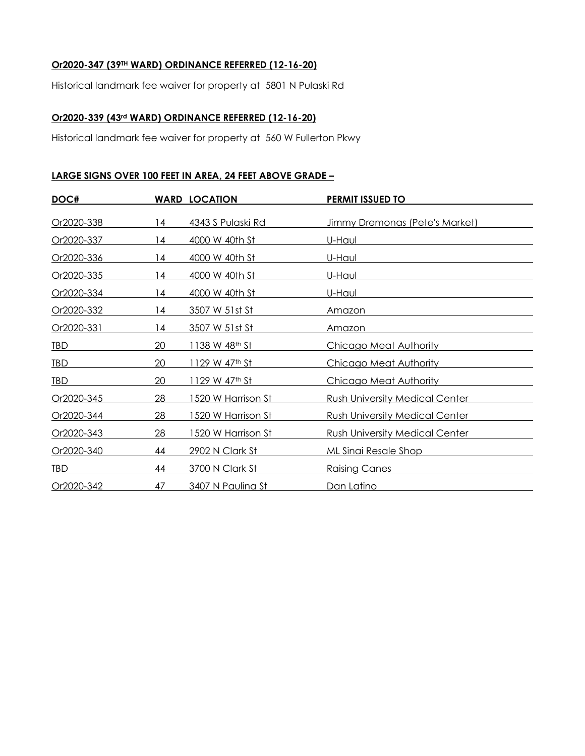**Or2020-347 (39TH WARD) ORDINANCE REFERRED (12-16-20)**

Historical landmark fee waiver for property at 5801 N Pulaski Rd

**Or2020-339 (43rd WARD) ORDINANCE REFERRED (12-16-20)**

Historical landmark fee waiver for property at 560 W Fullerton Pkwy

**LARGE SIGNS OVER 100 FEET IN AREA, 24 FEET ABOVE GRADE –**

| DOC# | WARD | LOCATION | PERMIT ISSUED TO |
|---|---|---|---|
| Or2020-338 | 14 | 4343 S Pulaski Rd | Jimmy Dremonas (Pete's Market) |
| Or2020-337 | 14 | 4000 W 40th St | U-Haul |
| Or2020-336 | 14 | 4000 W 40th St | U-Haul |
| Or2020-335 | 14 | 4000 W 40th St | U-Haul |
| Or2020-334 | 14 | 4000 W 40th St | U-Haul |
| Or2020-332 | 14 | 3507 W 51st St | Amazon |
| Or2020-331 | 14 | 3507 W 51st St | Amazon |
| TBD | 20 | 1138 W 48th St | Chicago Meat Authority |
| TBD | 20 | 1129 W 47th St | Chicago Meat Authority |
| TBD | 20 | 1129 W 47th St | Chicago Meat Authority |
| Or2020-345 | 28 | 1520 W Harrison St | Rush University Medical Center |
| Or2020-344 | 28 | 1520 W Harrison St | Rush University Medical Center |
| Or2020-343 | 28 | 1520 W Harrison St | Rush University Medical Center |
| Or2020-340 | 44 | 2902 N Clark St | ML Sinai Resale Shop |
| TBD | 44 | 3700 N Clark St | Raising Canes |
| Or2020-342 | 47 | 3407 N Paulina St | Dan Latino |